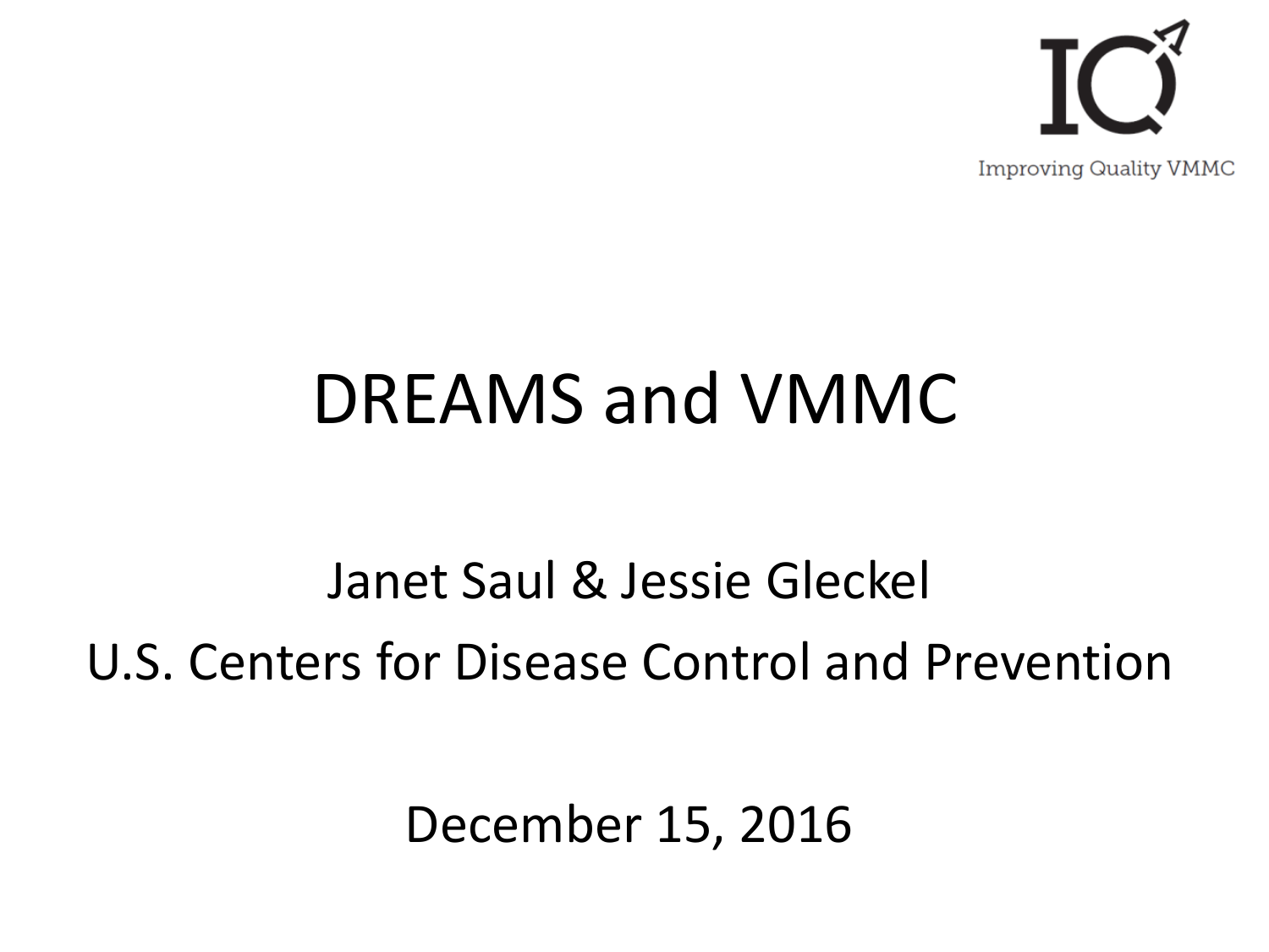Improving Quality VMMC

# DREAMS and VMMC

Janet Saul & Jessie Gleckel

U.S. Centers for Disease Control and Prevention

December 15, 2016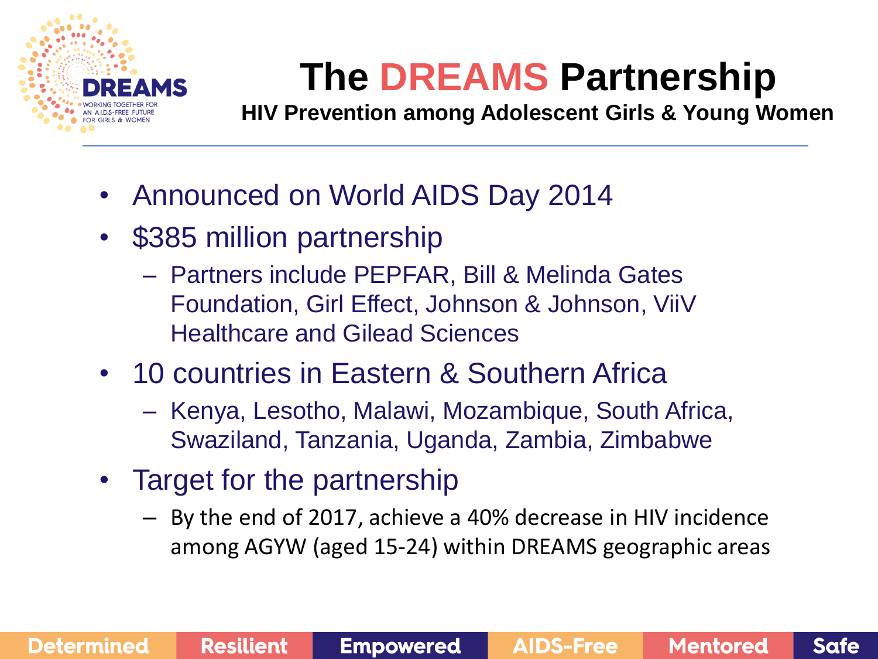# The DREAMS Partnership

**HIV Prevention among Adolescent Girls & Young Women**

- Announced on World AIDS Day 2014
- $385 million partnership
  - Partners include PEPFAR, Bill & Melinda Gates Foundation, Girl Effect, Johnson & Johnson, ViiV Healthcare and Gilead Sciences
- 10 countries in Eastern & Southern Africa
  - Kenya, Lesotho, Malawi, Mozambique, South Africa, Swaziland, Tanzania, Uganda, Zambia, Zimbabwe
- Target for the partnership
  - By the end of 2017, achieve a 40% decrease in HIV incidence among AGYW (aged 15-24) within DREAMS geographic areas

Determined | Resilient | Empowered | AIDS-Free | Mentored | Safe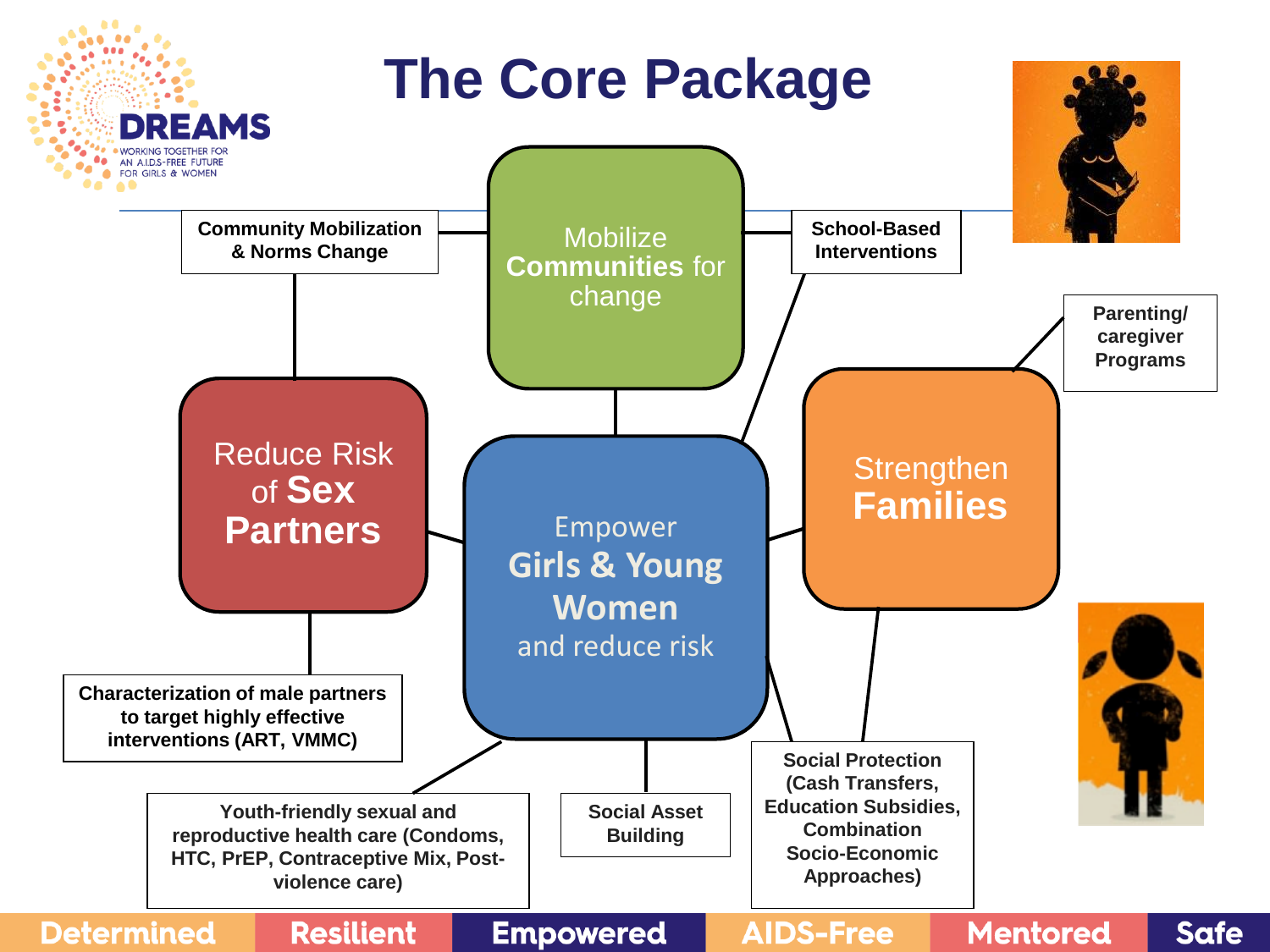# The Core Package

**DREAMS** — WORKING TOGETHER FOR AN A.I.D.S-FREE FUTURE FOR GIRLS & WOMEN

Mobilize **Communities** for change

- **Community Mobilization & Norms Change**
- **School-Based Interventions**

Reduce Risk of **Sex Partners**

- **Characterization of male partners to target highly effective interventions (ART, VMMC)**

Empower **Girls & Young Women** and reduce risk

- **Youth-friendly sexual and reproductive health care (Condoms, HTC, PrEP, Contraceptive Mix, Post-violence care)**
- **Social Asset Building**
- **Social Protection (Cash Transfers, Education Subsidies, Combination Socio-Economic Approaches)**

Strengthen **Families**

- **Parenting/ caregiver Programs**

Determined | Resilient | Empowered | AIDS-Free | Mentored | Safe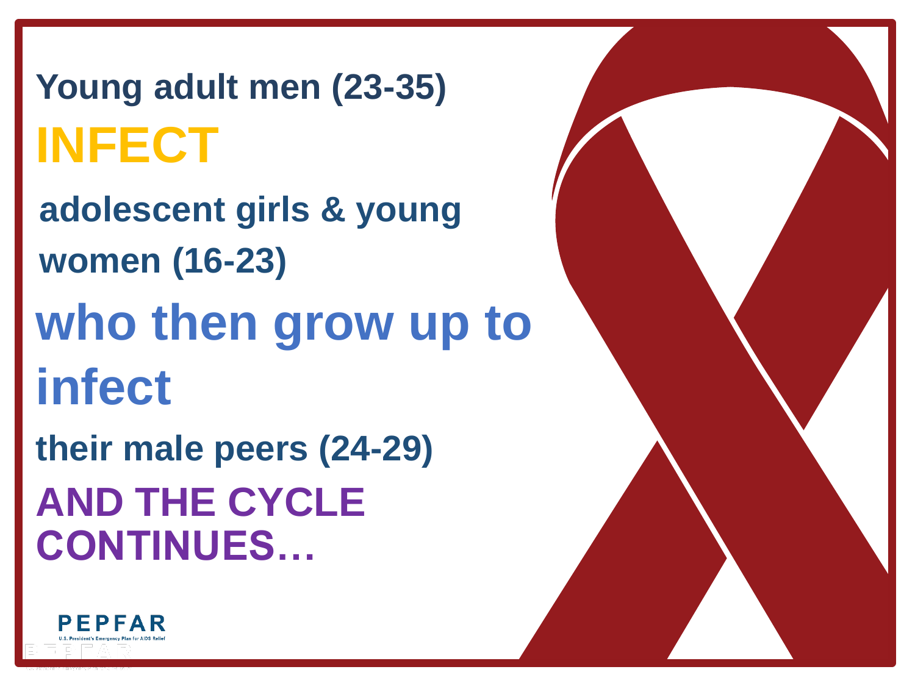**Young adult men (23-35)**

# INFECT

**adolescent girls & young women (16-23)**

## who then grow up to infect

**their male peers (24-29)**

## AND THE CYCLE CONTINUES…

PEPFAR

U.S. President's Emergency Plan for AIDS Relief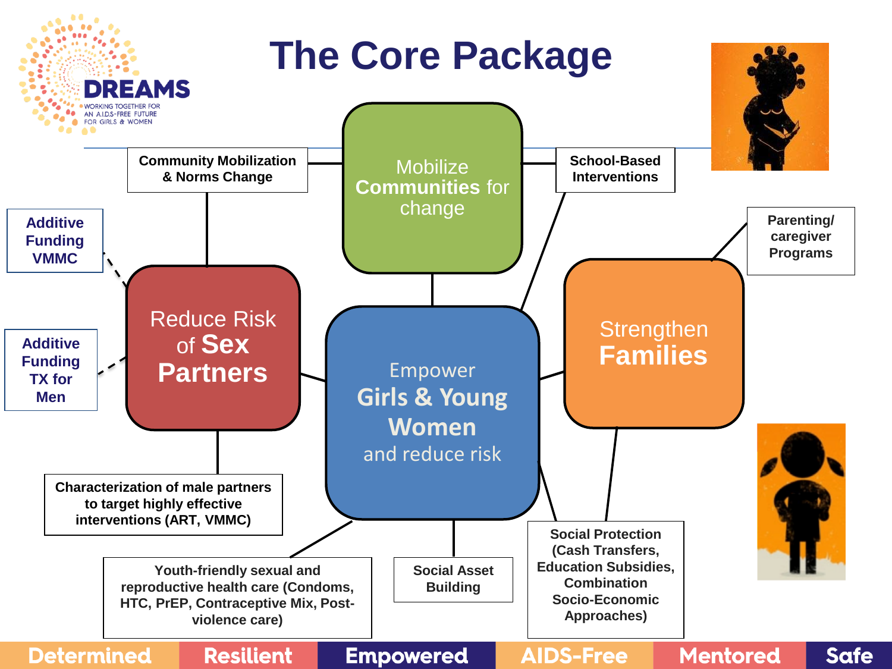# The Core Package

**DREAMS**
WORKING TOGETHER FOR AN A.I.D.S.-FREE FUTURE FOR GIRLS & WOMEN

Mobilize **Communities** for change

- Community Mobilization & Norms Change
- School-Based Interventions

Reduce Risk of **Sex Partners**

- Additive Funding VMMC
- Additive Funding TX for Men
- Characterization of male partners to target highly effective interventions (ART, VMMC)

Empower **Girls & Young Women** and reduce risk

- Youth-friendly sexual and reproductive health care (Condoms, HTC, PrEP, Contraceptive Mix, Post-violence care)
- Social Asset Building
- Social Protection (Cash Transfers, Education Subsidies, Combination Socio-Economic Approaches)

Strengthen **Families**

- Parenting/ caregiver Programs
- Social Protection (Cash Transfers, Education Subsidies, Combination Socio-Economic Approaches)

Determined | Resilient | Empowered | AIDS-Free | Mentored | Safe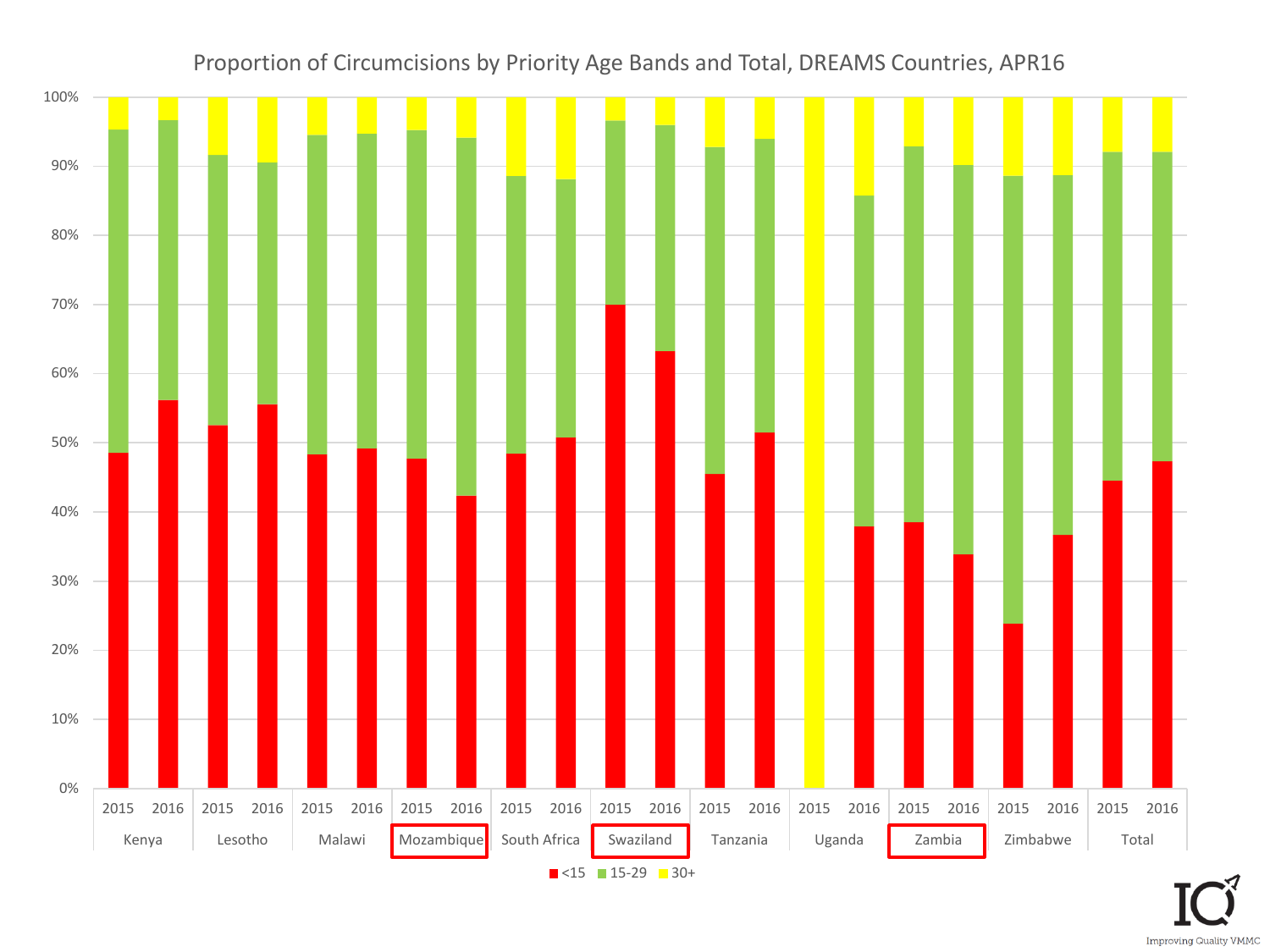Proportion of Circumcisions by Priority Age Bands and Total, DREAMS Countries, APR16

| Country | Year | <15 | 15-29 | 30+ |
|---|---|---|---|---|
| Kenya | 2015 | | | |
| | 2016 | | | |
| Lesotho | 2015 | | | |
| | 2016 | | | |
| Malawi | 2015 | | | |
| | 2016 | | | |
| Mozambique | 2015 | | | |
| | 2016 | | | |
| South Africa | 2015 | | | |
| | 2016 | | | |
| Swaziland | 2015 | | | |
| | 2016 | | | |
| Tanzania | 2015 | | | |
| | 2016 | | | |
| Uganda | 2015 | | | |
| | 2016 | | | |
| Zambia | 2015 | | | |
| | 2016 | | | |
| Zimbabwe | 2015 | | | |
| | 2016 | | | |
| Total | 2015 | | | |
| | 2016 | | | |

0% 10% 20% 30% 40% 50% 60% 70% 80% 90% 100%

■ <15 ■ 15-29 ■ 30+

IQ
Improving Quality VMMC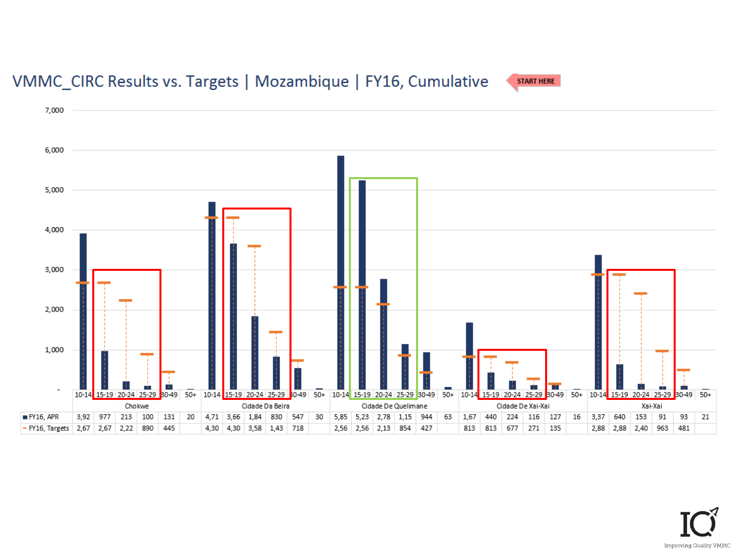# VMMC_CIRC Results vs. Targets | Mozambique | FY16, Cumulative

START HERE

| | Chokwe | | | | | | Cidade Da Beira | | | | | | Cidade De Quelimane | | | | | | Cidade De Xai-Xai | | | | | | Xai-Xai | | | | | |
|---|---|---|---|---|---|---|---|---|---|---|---|---|---|---|---|---|---|---|---|---|---|---|---|---|---|---|---|---|---|---|
| | 10-14 | 15-19 | 20-24 | 25-29 | 30-49 | 50+ | 10-14 | 15-19 | 20-24 | 25-29 | 30-49 | 50+ | 10-14 | 15-19 | 20-24 | 25-29 | 30-49 | 50+ | 10-14 | 15-19 | 20-24 | 25-29 | 30-49 | 50+ | 10-14 | 15-19 | 20-24 | 25-29 | 30-49 | 50+ |
| FY16, APR | 3,92 | 977 | 213 | 100 | 131 | 20 | 4,71 | 3,66 | 1,84 | 830 | 547 | 30 | 5,85 | 5,23 | 2,78 | 1,15 | 944 | 63 | 1,67 | 440 | 224 | 116 | 127 | 16 | 3,37 | 640 | 153 | 91 | 93 | 21 |
| FY16, Targets | 2,67 | 2,67 | 2,22 | 890 | 445 | | 4,30 | 4,30 | 3,58 | 1,43 | 718 | | 2,56 | 2,56 | 2,13 | 854 | 427 | | 813 | 813 | 677 | 271 | 135 | | 2,88 | 2,88 | 2,40 | 963 | 481 | |

IQ Improving Quality VMMC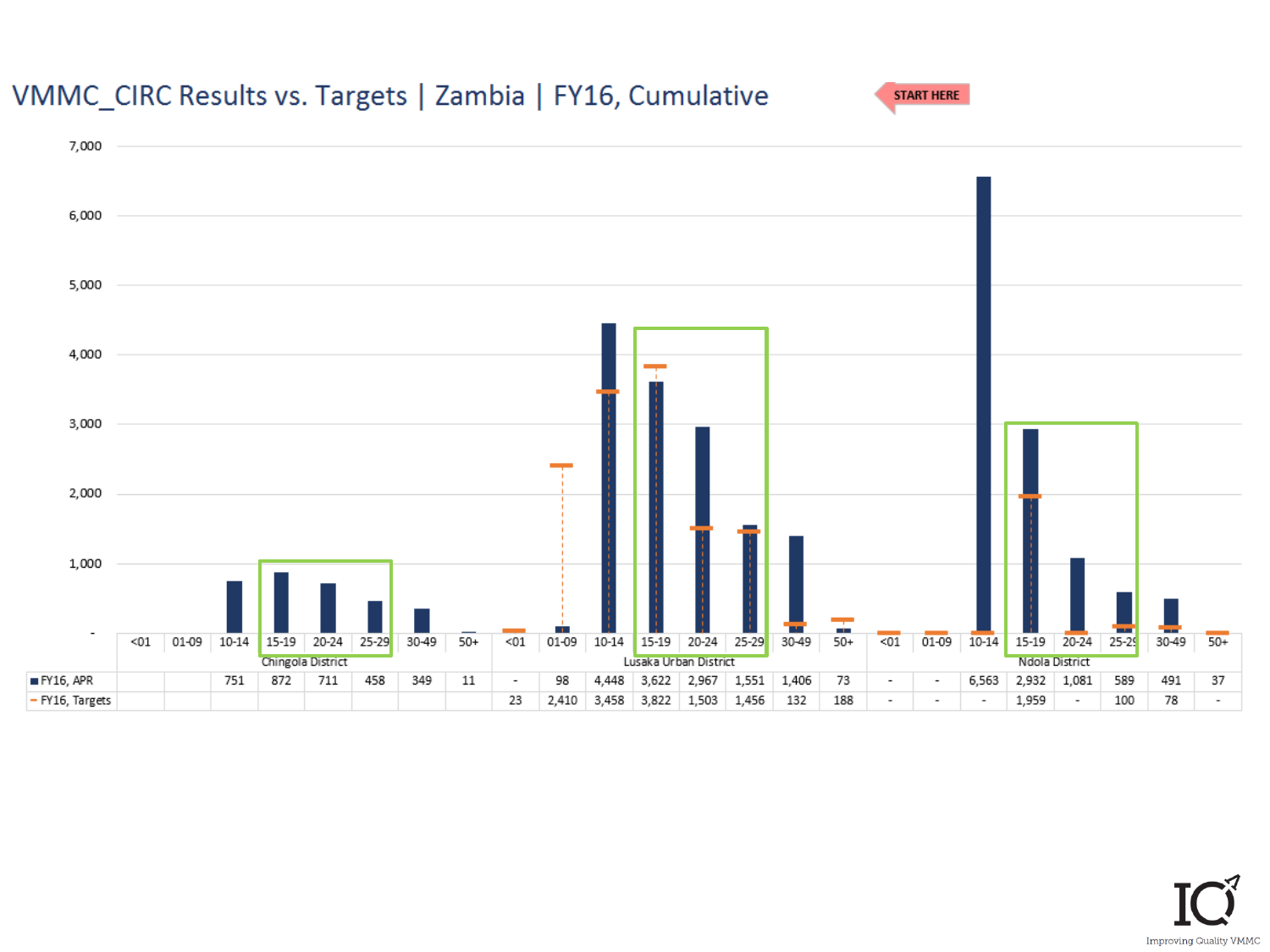# VMMC_CIRC Results vs. Targets | Zambia | FY16, Cumulative

START HERE

7,000
6,000
5,000
4,000
3,000
2,000
1,000
-

| | Chingola District | | | | | | | | Lusaka Urban District | | | | | | | | Ndola District | | | | | | | |
|---|---|---|---|---|---|---|---|---|---|---|---|---|---|---|---|---|---|---|---|---|---|---|---|---|
| | <01 | 01-09 | 10-14 | 15-19 | 20-24 | 25-29 | 30-49 | 50+ | <01 | 01-09 | 10-14 | 15-19 | 20-24 | 25-29 | 30-49 | 50+ | <01 | 01-09 | 10-14 | 15-19 | 20-24 | 25-29 | 30-49 | 50+ |
| FY16, APR | | | 751 | 872 | 711 | 458 | 349 | 11 | - | 98 | 4,448 | 3,622 | 2,967 | 1,551 | 1,406 | 73 | - | - | 6,563 | 2,932 | 1,081 | 589 | 491 | 37 |
| FY16, Targets | | | | | | | | | 23 | 2,410 | 3,458 | 3,822 | 1,503 | 1,456 | 132 | 188 | - | - | - | 1,959 | - | 100 | 78 | - |

Improving Quality VMMC